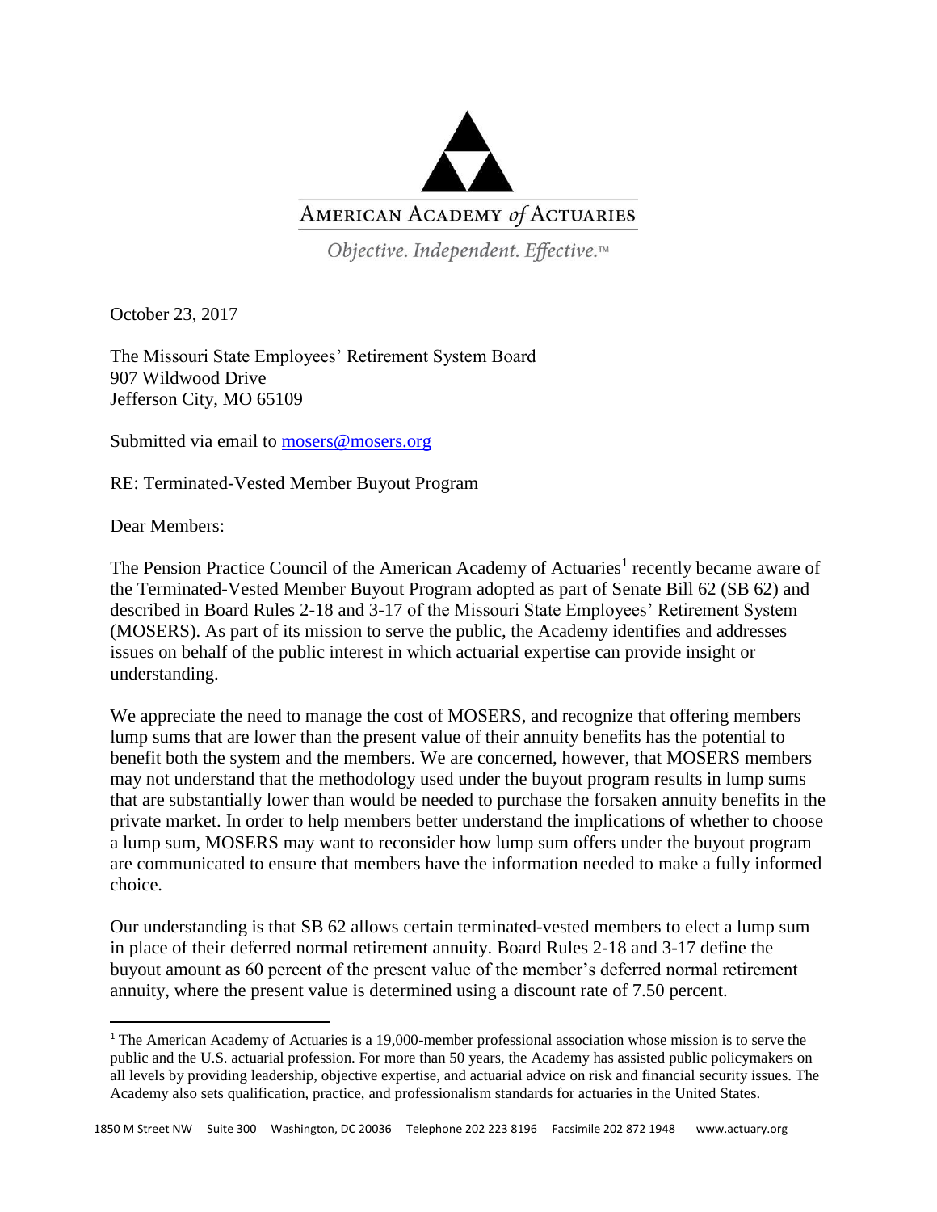AMERICAN ACADEMY *of* ACTUARIES

*Objective. Independent. Effective.*™

October 23, 2017

The Missouri State Employees' Retirement System Board
907 Wildwood Drive
Jefferson City, MO 65109

Submitted via email to mosers@mosers.org

RE: Terminated-Vested Member Buyout Program

Dear Members:

The Pension Practice Council of the American Academy of Actuaries[1] recently became aware of the Terminated-Vested Member Buyout Program adopted as part of Senate Bill 62 (SB 62) and described in Board Rules 2-18 and 3-17 of the Missouri State Employees' Retirement System (MOSERS). As part of its mission to serve the public, the Academy identifies and addresses issues on behalf of the public interest in which actuarial expertise can provide insight or understanding.

We appreciate the need to manage the cost of MOSERS, and recognize that offering members lump sums that are lower than the present value of their annuity benefits has the potential to benefit both the system and the members. We are concerned, however, that MOSERS members may not understand that the methodology used under the buyout program results in lump sums that are substantially lower than would be needed to purchase the forsaken annuity benefits in the private market. In order to help members better understand the implications of whether to choose a lump sum, MOSERS may want to reconsider how lump sum offers under the buyout program are communicated to ensure that members have the information needed to make a fully informed choice.

Our understanding is that SB 62 allows certain terminated-vested members to elect a lump sum in place of their deferred normal retirement annuity. Board Rules 2-18 and 3-17 define the buyout amount as 60 percent of the present value of the member's deferred normal retirement annuity, where the present value is determined using a discount rate of 7.50 percent.

---

[1] The American Academy of Actuaries is a 19,000-member professional association whose mission is to serve the public and the U.S. actuarial profession. For more than 50 years, the Academy has assisted public policymakers on all levels by providing leadership, objective expertise, and actuarial advice on risk and financial security issues. The Academy also sets qualification, practice, and professionalism standards for actuaries in the United States.

1850 M Street NW Suite 300 Washington, DC 20036 Telephone 202 223 8196 Facsimile 202 872 1948 www.actuary.org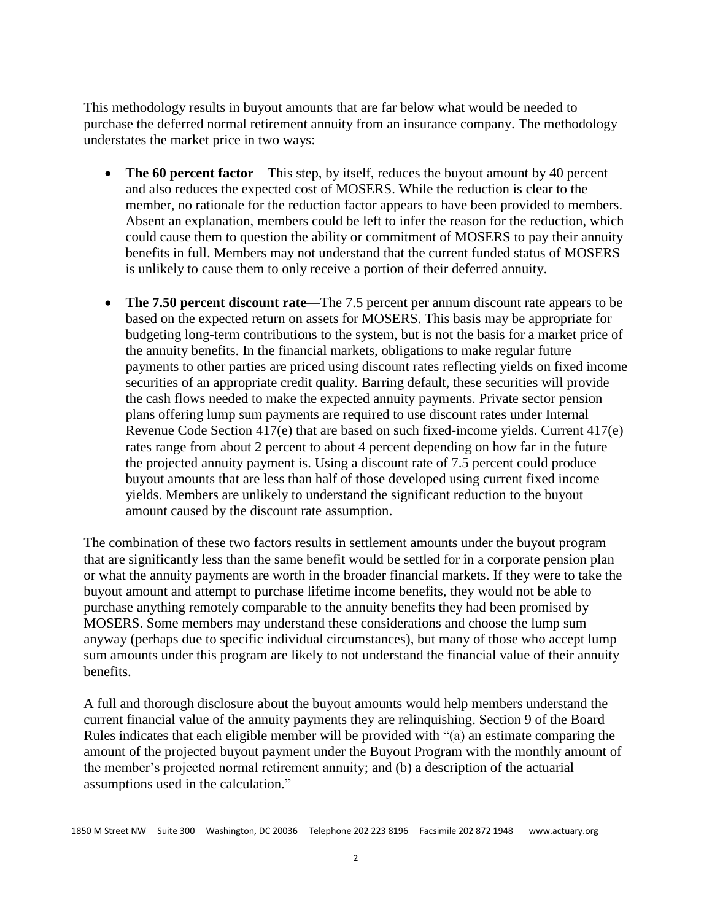This methodology results in buyout amounts that are far below what would be needed to purchase the deferred normal retirement annuity from an insurance company. The methodology understates the market price in two ways:

- **The 60 percent factor**—This step, by itself, reduces the buyout amount by 40 percent and also reduces the expected cost of MOSERS. While the reduction is clear to the member, no rationale for the reduction factor appears to have been provided to members. Absent an explanation, members could be left to infer the reason for the reduction, which could cause them to question the ability or commitment of MOSERS to pay their annuity benefits in full. Members may not understand that the current funded status of MOSERS is unlikely to cause them to only receive a portion of their deferred annuity.

- **The 7.50 percent discount rate**—The 7.5 percent per annum discount rate appears to be based on the expected return on assets for MOSERS. This basis may be appropriate for budgeting long-term contributions to the system, but is not the basis for a market price of the annuity benefits. In the financial markets, obligations to make regular future payments to other parties are priced using discount rates reflecting yields on fixed income securities of an appropriate credit quality. Barring default, these securities will provide the cash flows needed to make the expected annuity payments. Private sector pension plans offering lump sum payments are required to use discount rates under Internal Revenue Code Section 417(e) that are based on such fixed-income yields. Current 417(e) rates range from about 2 percent to about 4 percent depending on how far in the future the projected annuity payment is. Using a discount rate of 7.5 percent could produce buyout amounts that are less than half of those developed using current fixed income yields. Members are unlikely to understand the significant reduction to the buyout amount caused by the discount rate assumption.

The combination of these two factors results in settlement amounts under the buyout program that are significantly less than the same benefit would be settled for in a corporate pension plan or what the annuity payments are worth in the broader financial markets. If they were to take the buyout amount and attempt to purchase lifetime income benefits, they would not be able to purchase anything remotely comparable to the annuity benefits they had been promised by MOSERS. Some members may understand these considerations and choose the lump sum anyway (perhaps due to specific individual circumstances), but many of those who accept lump sum amounts under this program are likely to not understand the financial value of their annuity benefits.

A full and thorough disclosure about the buyout amounts would help members understand the current financial value of the annuity payments they are relinquishing. Section 9 of the Board Rules indicates that each eligible member will be provided with "(a) an estimate comparing the amount of the projected buyout payment under the Buyout Program with the monthly amount of the member's projected normal retirement annuity; and (b) a description of the actuarial assumptions used in the calculation."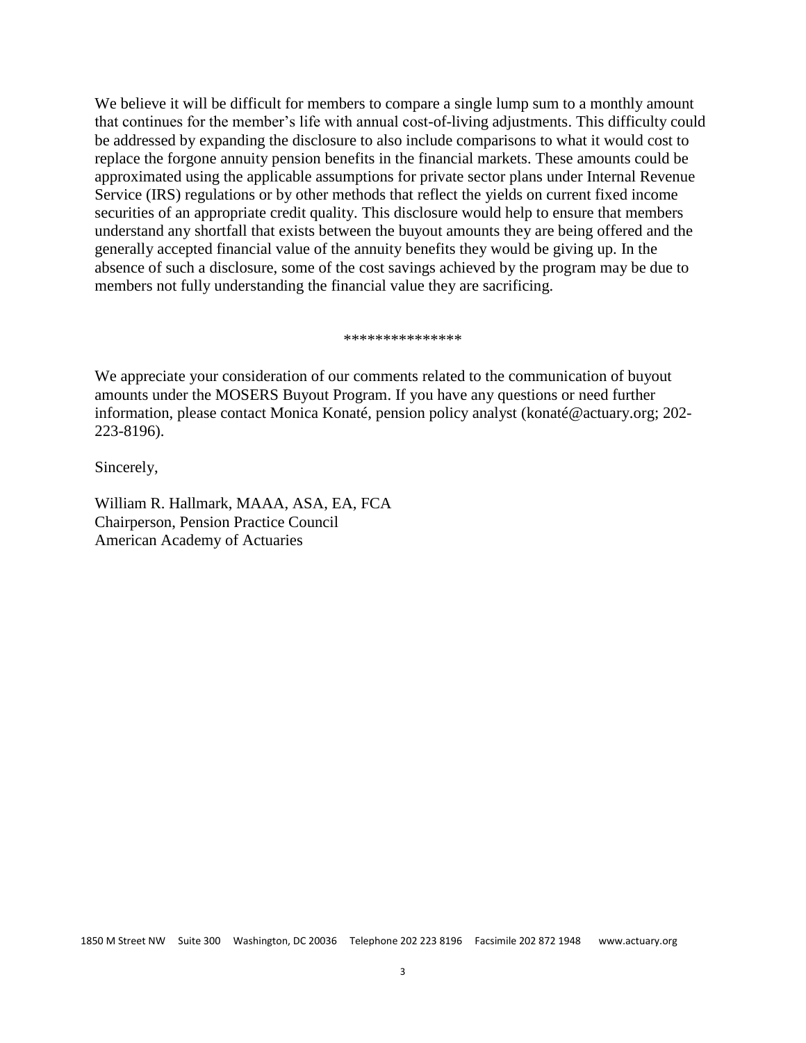We believe it will be difficult for members to compare a single lump sum to a monthly amount that continues for the member's life with annual cost-of-living adjustments. This difficulty could be addressed by expanding the disclosure to also include comparisons to what it would cost to replace the forgone annuity pension benefits in the financial markets. These amounts could be approximated using the applicable assumptions for private sector plans under Internal Revenue Service (IRS) regulations or by other methods that reflect the yields on current fixed income securities of an appropriate credit quality. This disclosure would help to ensure that members understand any shortfall that exists between the buyout amounts they are being offered and the generally accepted financial value of the annuity benefits they would be giving up. In the absence of such a disclosure, some of the cost savings achieved by the program may be due to members not fully understanding the financial value they are sacrificing.

***************

We appreciate your consideration of our comments related to the communication of buyout amounts under the MOSERS Buyout Program. If you have any questions or need further information, please contact Monica Konaté, pension policy analyst (konaté@actuary.org; 202-223-8196).

Sincerely,

William R. Hallmark, MAAA, ASA, EA, FCA
Chairperson, Pension Practice Council
American Academy of Actuaries

1850 M Street NW Suite 300 Washington, DC 20036 Telephone 202 223 8196 Facsimile 202 872 1948 www.actuary.org